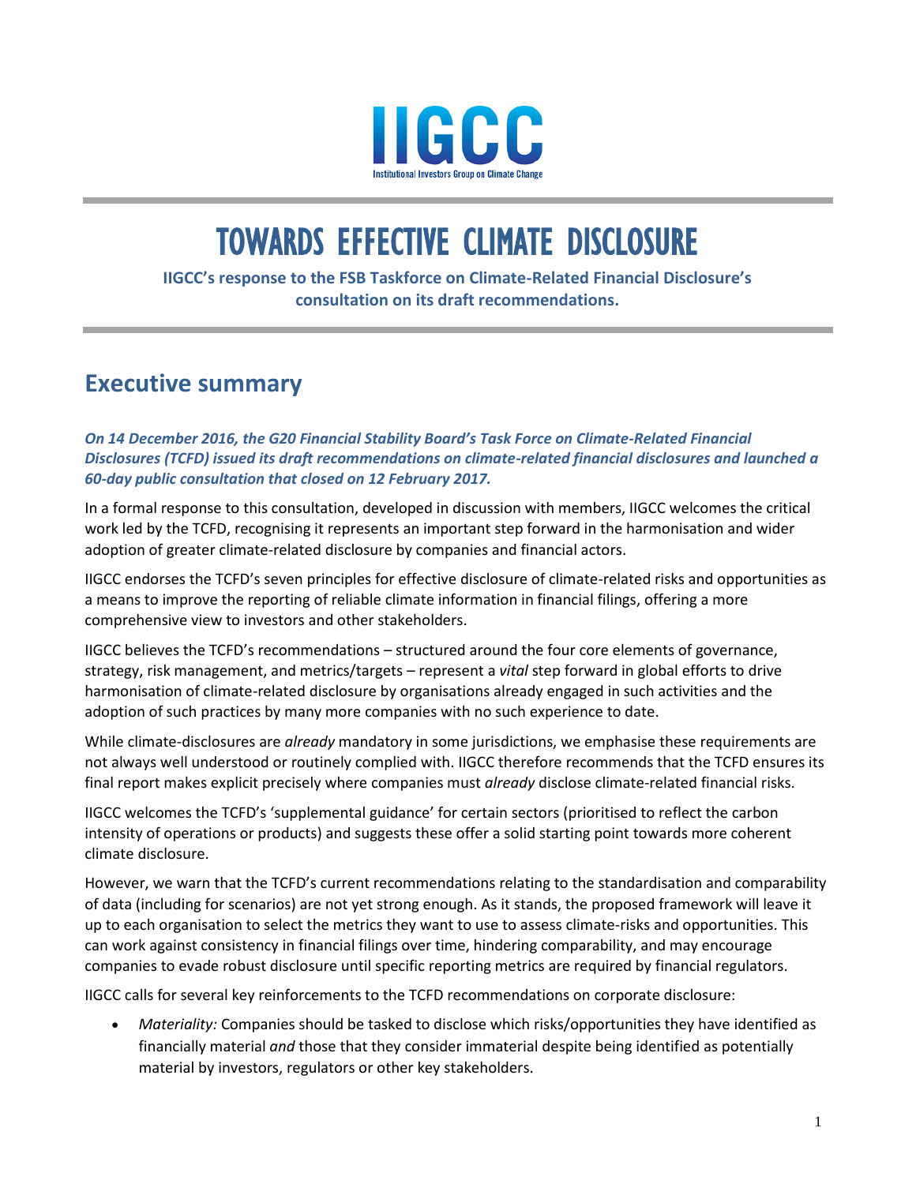IIGCC

Institutional Investors Group on Climate Change

# TOWARDS EFFECTIVE CLIMATE DISCLOSURE

**IIGCC's response to the FSB Taskforce on Climate-Related Financial Disclosure's consultation on its draft recommendations.**

## Executive summary

***On 14 December 2016, the G20 Financial Stability Board's Task Force on Climate-Related Financial Disclosures (TCFD) issued its draft recommendations on climate-related financial disclosures and launched a 60-day public consultation that closed on 12 February 2017.***

In a formal response to this consultation, developed in discussion with members, IIGCC welcomes the critical work led by the TCFD, recognising it represents an important step forward in the harmonisation and wider adoption of greater climate-related disclosure by companies and financial actors.

IIGCC endorses the TCFD's seven principles for effective disclosure of climate-related risks and opportunities as a means to improve the reporting of reliable climate information in financial filings, offering a more comprehensive view to investors and other stakeholders.

IIGCC believes the TCFD's recommendations – structured around the four core elements of governance, strategy, risk management, and metrics/targets – represent a *vital* step forward in global efforts to drive harmonisation of climate-related disclosure by organisations already engaged in such activities and the adoption of such practices by many more companies with no such experience to date.

While climate-disclosures are *already* mandatory in some jurisdictions, we emphasise these requirements are not always well understood or routinely complied with. IIGCC therefore recommends that the TCFD ensures its final report makes explicit precisely where companies must *already* disclose climate-related financial risks.

IIGCC welcomes the TCFD's 'supplemental guidance' for certain sectors (prioritised to reflect the carbon intensity of operations or products) and suggests these offer a solid starting point towards more coherent climate disclosure.

However, we warn that the TCFD's current recommendations relating to the standardisation and comparability of data (including for scenarios) are not yet strong enough. As it stands, the proposed framework will leave it up to each organisation to select the metrics they want to use to assess climate-risks and opportunities. This can work against consistency in financial filings over time, hindering comparability, and may encourage companies to evade robust disclosure until specific reporting metrics are required by financial regulators.

IIGCC calls for several key reinforcements to the TCFD recommendations on corporate disclosure:

- *Materiality:* Companies should be tasked to disclose which risks/opportunities they have identified as financially material *and* those that they consider immaterial despite being identified as potentially material by investors, regulators or other key stakeholders.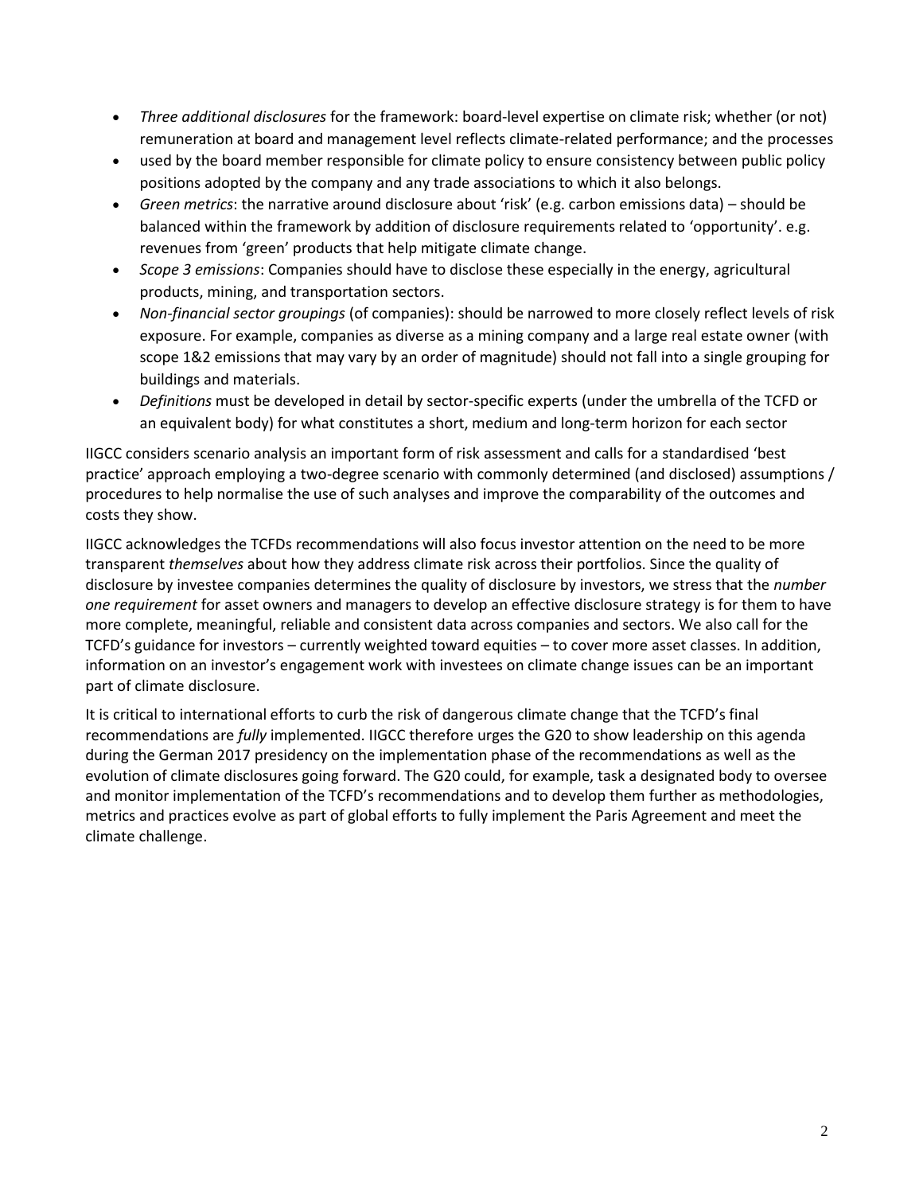- *Three additional disclosures* for the framework: board-level expertise on climate risk; whether (or not) remuneration at board and management level reflects climate-related performance; and the processes
- used by the board member responsible for climate policy to ensure consistency between public policy positions adopted by the company and any trade associations to which it also belongs.
- *Green metrics*: the narrative around disclosure about 'risk' (e.g. carbon emissions data) – should be balanced within the framework by addition of disclosure requirements related to 'opportunity'. e.g. revenues from 'green' products that help mitigate climate change.
- *Scope 3 emissions*: Companies should have to disclose these especially in the energy, agricultural products, mining, and transportation sectors.
- *Non-financial sector groupings* (of companies): should be narrowed to more closely reflect levels of risk exposure. For example, companies as diverse as a mining company and a large real estate owner (with scope 1&2 emissions that may vary by an order of magnitude) should not fall into a single grouping for buildings and materials.
- *Definitions* must be developed in detail by sector-specific experts (under the umbrella of the TCFD or an equivalent body) for what constitutes a short, medium and long-term horizon for each sector

IIGCC considers scenario analysis an important form of risk assessment and calls for a standardised 'best practice' approach employing a two-degree scenario with commonly determined (and disclosed) assumptions / procedures to help normalise the use of such analyses and improve the comparability of the outcomes and costs they show.

IIGCC acknowledges the TCFDs recommendations will also focus investor attention on the need to be more transparent *themselves* about how they address climate risk across their portfolios. Since the quality of disclosure by investee companies determines the quality of disclosure by investors, we stress that the *number one requirement* for asset owners and managers to develop an effective disclosure strategy is for them to have more complete, meaningful, reliable and consistent data across companies and sectors. We also call for the TCFD's guidance for investors – currently weighted toward equities – to cover more asset classes. In addition, information on an investor's engagement work with investees on climate change issues can be an important part of climate disclosure.

It is critical to international efforts to curb the risk of dangerous climate change that the TCFD's final recommendations are *fully* implemented. IIGCC therefore urges the G20 to show leadership on this agenda during the German 2017 presidency on the implementation phase of the recommendations as well as the evolution of climate disclosures going forward. The G20 could, for example, task a designated body to oversee and monitor implementation of the TCFD's recommendations and to develop them further as methodologies, metrics and practices evolve as part of global efforts to fully implement the Paris Agreement and meet the climate challenge.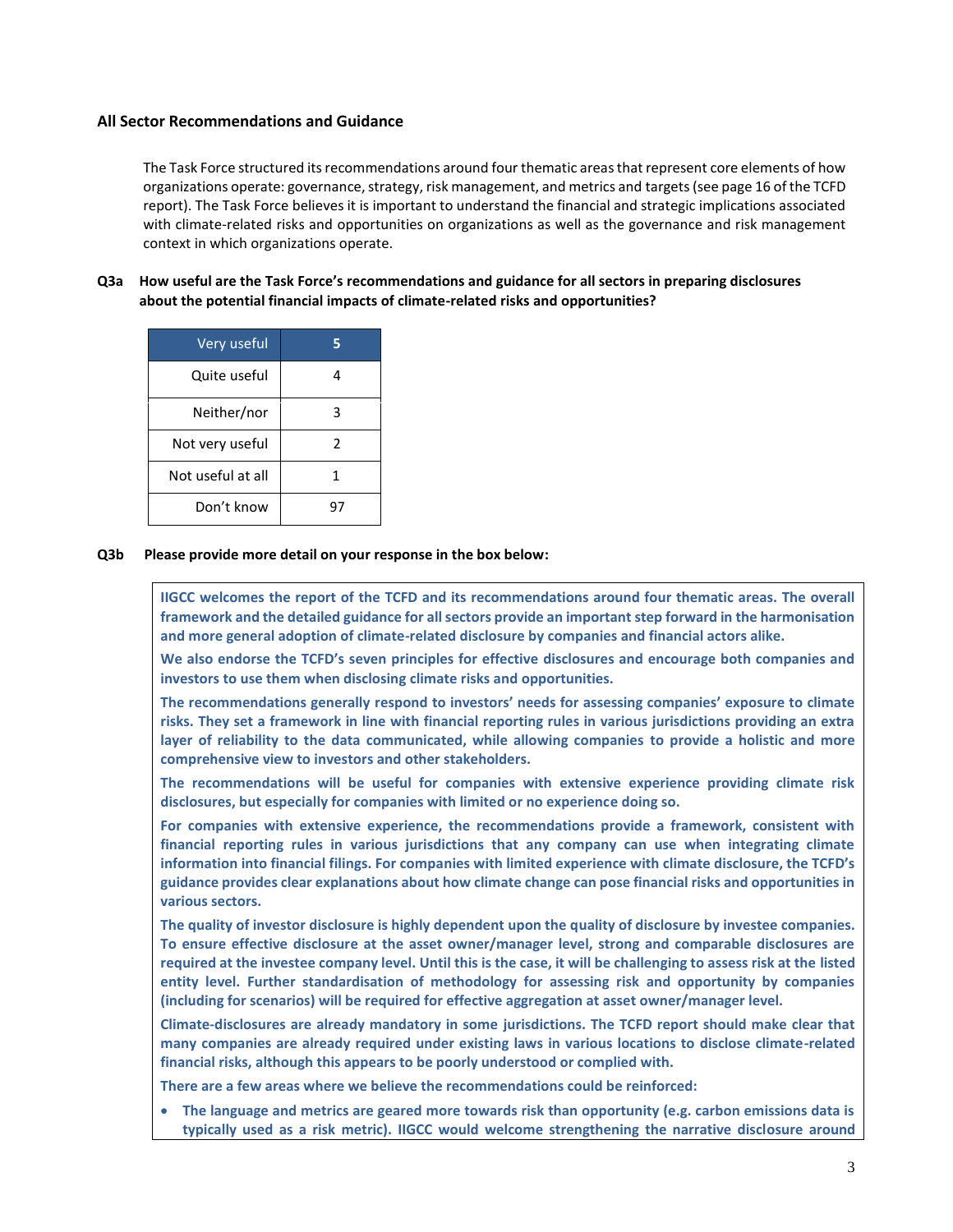### All Sector Recommendations and Guidance

The Task Force structured its recommendations around four thematic areas that represent core elements of how organizations operate: governance, strategy, risk management, and metrics and targets (see page 16 of the TCFD report). The Task Force believes it is important to understand the financial and strategic implications associated with climate-related risks and opportunities on organizations as well as the governance and risk management context in which organizations operate.

**Q3a How useful are the Task Force's recommendations and guidance for all sectors in preparing disclosures about the potential financial impacts of climate-related risks and opportunities?**

| Very useful | 5 |
|---|---|
| Quite useful | 4 |
| Neither/nor | 3 |
| Not very useful | 2 |
| Not useful at all | 1 |
| Don't know | 97 |

**Q3b Please provide more detail on your response in the box below:**

**IIGCC welcomes the report of the TCFD and its recommendations around four thematic areas. The overall framework and the detailed guidance for all sectors provide an important step forward in the harmonisation and more general adoption of climate-related disclosure by companies and financial actors alike.**

**We also endorse the TCFD's seven principles for effective disclosures and encourage both companies and investors to use them when disclosing climate risks and opportunities.**

**The recommendations generally respond to investors' needs for assessing companies' exposure to climate risks. They set a framework in line with financial reporting rules in various jurisdictions providing an extra layer of reliability to the data communicated, while allowing companies to provide a holistic and more comprehensive view to investors and other stakeholders.**

**The recommendations will be useful for companies with extensive experience providing climate risk disclosures, but especially for companies with limited or no experience doing so.**

**For companies with extensive experience, the recommendations provide a framework, consistent with financial reporting rules in various jurisdictions that any company can use when integrating climate information into financial filings. For companies with limited experience with climate disclosure, the TCFD's guidance provides clear explanations about how climate change can pose financial risks and opportunities in various sectors.**

**The quality of investor disclosure is highly dependent upon the quality of disclosure by investee companies. To ensure effective disclosure at the asset owner/manager level, strong and comparable disclosures are required at the investee company level. Until this is the case, it will be challenging to assess risk at the listed entity level. Further standardisation of methodology for assessing risk and opportunity by companies (including for scenarios) will be required for effective aggregation at asset owner/manager level.**

**Climate-disclosures are already mandatory in some jurisdictions. The TCFD report should make clear that many companies are already required under existing laws in various locations to disclose climate-related financial risks, although this appears to be poorly understood or complied with.**

**There are a few areas where we believe the recommendations could be reinforced:**

- **The language and metrics are geared more towards risk than opportunity (e.g. carbon emissions data is typically used as a risk metric). IIGCC would welcome strengthening the narrative disclosure around**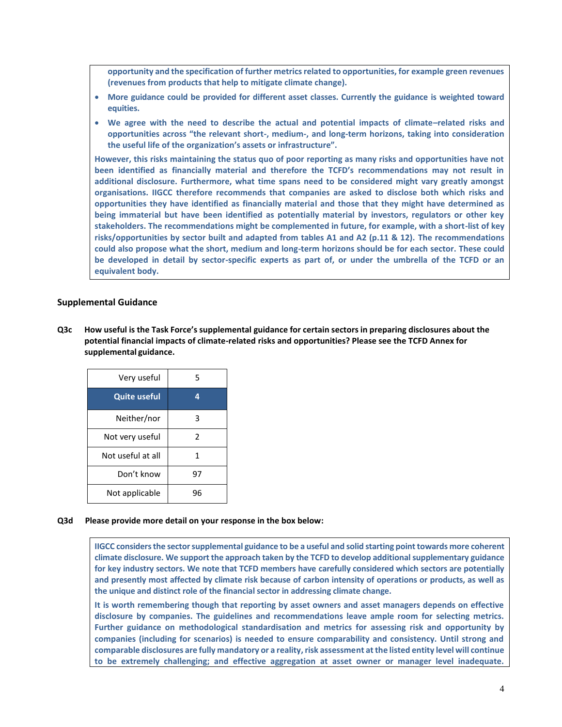**opportunity and the specification of further metrics related to opportunities, for example green revenues (revenues from products that help to mitigate climate change).**

- **More guidance could be provided for different asset classes. Currently the guidance is weighted toward equities.**
- **We agree with the need to describe the actual and potential impacts of climate–related risks and opportunities across "the relevant short-, medium-, and long-term horizons, taking into consideration the useful life of the organization's assets or infrastructure".**

**However, this risks maintaining the status quo of poor reporting as many risks and opportunities have not been identified as financially material and therefore the TCFD's recommendations may not result in additional disclosure. Furthermore, what time spans need to be considered might vary greatly amongst organisations. IIGCC therefore recommends that companies are asked to disclose both which risks and opportunities they have identified as financially material and those that they might have determined as being immaterial but have been identified as potentially material by investors, regulators or other key stakeholders. The recommendations might be complemented in future, for example, with a short-list of key risks/opportunities by sector built and adapted from tables A1 and A2 (p.11 & 12). The recommendations could also propose what the short, medium and long-term horizons should be for each sector. These could be developed in detail by sector-specific experts as part of, or under the umbrella of the TCFD or an equivalent body.**

## Supplemental Guidance

**Q3c How useful is the Task Force's supplemental guidance for certain sectors in preparing disclosures about the potential financial impacts of climate-related risks and opportunities? Please see the TCFD Annex for supplemental guidance.**

| | |
|---|---|
| Very useful | 5 |
| **Quite useful** | **4** |
| Neither/nor | 3 |
| Not very useful | 2 |
| Not useful at all | 1 |
| Don't know | 97 |
| Not applicable | 96 |

**Q3d Please provide more detail on your response in the box below:**

**IIGCC considers the sector supplemental guidance to be a useful and solid starting point towards more coherent climate disclosure. We support the approach taken by the TCFD to develop additional supplementary guidance for key industry sectors. We note that TCFD members have carefully considered which sectors are potentially and presently most affected by climate risk because of carbon intensity of operations or products, as well as the unique and distinct role of the financial sector in addressing climate change.**

**It is worth remembering though that reporting by asset owners and asset managers depends on effective disclosure by companies. The guidelines and recommendations leave ample room for selecting metrics. Further guidance on methodological standardisation and metrics for assessing risk and opportunity by companies (including for scenarios) is needed to ensure comparability and consistency. Until strong and comparable disclosures are fully mandatory or a reality, risk assessment at the listed entity level will continue to be extremely challenging; and effective aggregation at asset owner or manager level inadequate.**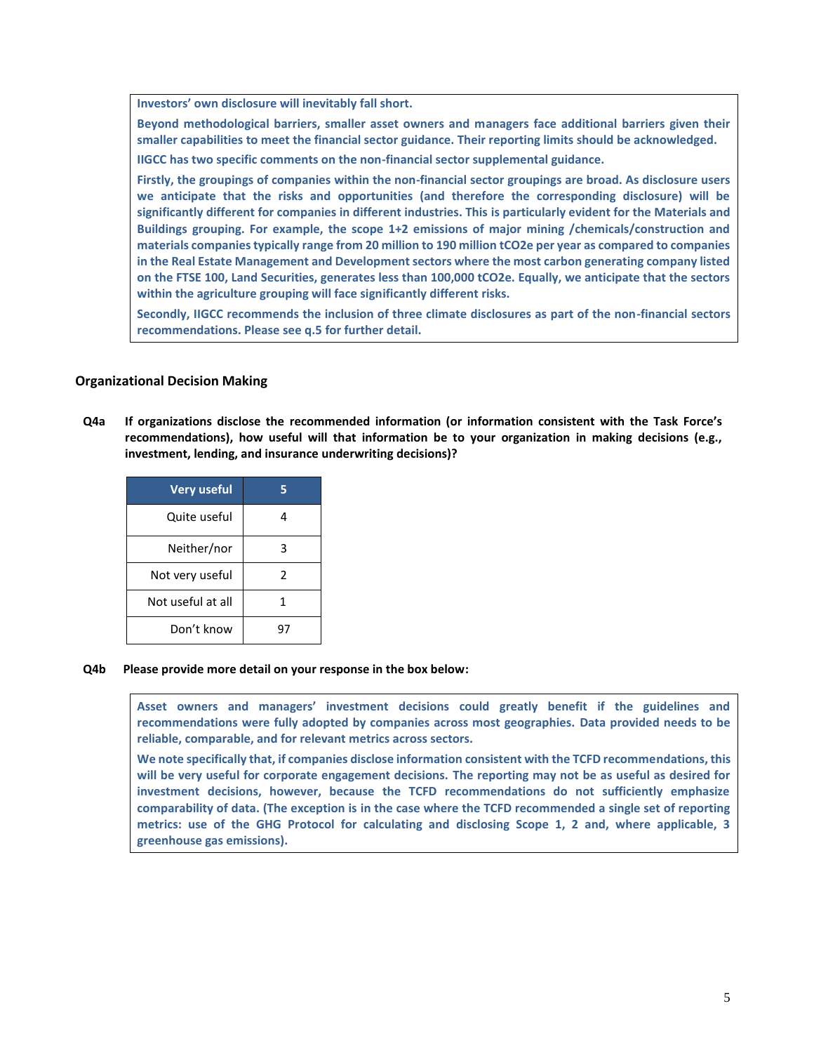**Investors' own disclosure will inevitably fall short.**

**Beyond methodological barriers, smaller asset owners and managers face additional barriers given their smaller capabilities to meet the financial sector guidance. Their reporting limits should be acknowledged.**

**IIGCC has two specific comments on the non-financial sector supplemental guidance.**

**Firstly, the groupings of companies within the non-financial sector groupings are broad. As disclosure users we anticipate that the risks and opportunities (and therefore the corresponding disclosure) will be significantly different for companies in different industries. This is particularly evident for the Materials and Buildings grouping. For example, the scope 1+2 emissions of major mining /chemicals/construction and materials companies typically range from 20 million to 190 million tCO2e per year as compared to companies in the Real Estate Management and Development sectors where the most carbon generating company listed on the FTSE 100, Land Securities, generates less than 100,000 tCO2e. Equally, we anticipate that the sectors within the agriculture grouping will face significantly different risks.**

**Secondly, IIGCC recommends the inclusion of three climate disclosures as part of the non-financial sectors recommendations. Please see q.5 for further detail.**

### Organizational Decision Making

**Q4a If organizations disclose the recommended information (or information consistent with the Task Force's recommendations), how useful will that information be to your organization in making decisions (e.g., investment, lending, and insurance underwriting decisions)?**

| Response | Score |
|---|---|
| **Very useful** | **5** |
| Quite useful | 4 |
| Neither/nor | 3 |
| Not very useful | 2 |
| Not useful at all | 1 |
| Don't know | 97 |

**Q4b Please provide more detail on your response in the box below:**

**Asset owners and managers' investment decisions could greatly benefit if the guidelines and recommendations were fully adopted by companies across most geographies. Data provided needs to be reliable, comparable, and for relevant metrics across sectors.**

**We note specifically that, if companies disclose information consistent with the TCFD recommendations, this will be very useful for corporate engagement decisions. The reporting may not be as useful as desired for investment decisions, however, because the TCFD recommendations do not sufficiently emphasize comparability of data. (The exception is in the case where the TCFD recommended a single set of reporting metrics: use of the GHG Protocol for calculating and disclosing Scope 1, 2 and, where applicable, 3 greenhouse gas emissions).**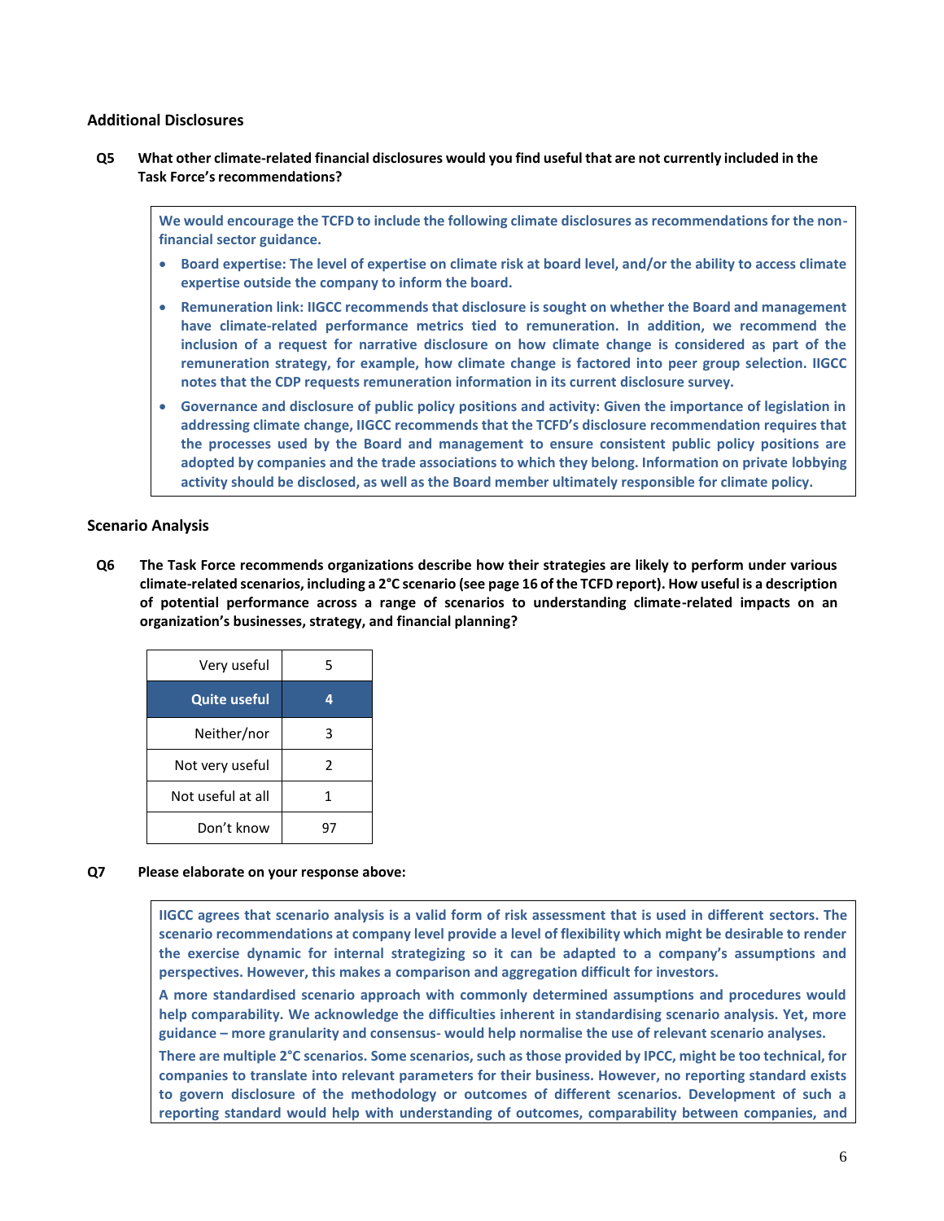### Additional Disclosures

**Q5 What other climate-related financial disclosures would you find useful that are not currently included in the Task Force's recommendations?**

> **We would encourage the TCFD to include the following climate disclosures as recommendations for the non-financial sector guidance.**
>
> - **Board expertise: The level of expertise on climate risk at board level, and/or the ability to access climate expertise outside the company to inform the board.**
> - **Remuneration link: IIGCC recommends that disclosure is sought on whether the Board and management have climate-related performance metrics tied to remuneration. In addition, we recommend the inclusion of a request for narrative disclosure on how climate change is considered as part of the remuneration strategy, for example, how climate change is factored into peer group selection. IIGCC notes that the CDP requests remuneration information in its current disclosure survey.**
> - **Governance and disclosure of public policy positions and activity: Given the importance of legislation in addressing climate change, IIGCC recommends that the TCFD's disclosure recommendation requires that the processes used by the Board and management to ensure consistent public policy positions are adopted by companies and the trade associations to which they belong. Information on private lobbying activity should be disclosed, as well as the Board member ultimately responsible for climate policy.**

### Scenario Analysis

**Q6 The Task Force recommends organizations describe how their strategies are likely to perform under various climate-related scenarios, including a 2°C scenario (see page 16 of the TCFD report). How useful is a description of potential performance across a range of scenarios to understanding climate-related impacts on an organization's businesses, strategy, and financial planning?**

| Response | Score |
|---|---|
| Very useful | 5 |
| **Quite useful** | **4** |
| Neither/nor | 3 |
| Not very useful | 2 |
| Not useful at all | 1 |
| Don't know | 97 |

**Q7 Please elaborate on your response above:**

> **IIGCC agrees that scenario analysis is a valid form of risk assessment that is used in different sectors. The scenario recommendations at company level provide a level of flexibility which might be desirable to render the exercise dynamic for internal strategizing so it can be adapted to a company's assumptions and perspectives. However, this makes a comparison and aggregation difficult for investors.**
>
> **A more standardised scenario approach with commonly determined assumptions and procedures would help comparability. We acknowledge the difficulties inherent in standardising scenario analysis. Yet, more guidance – more granularity and consensus- would help normalise the use of relevant scenario analyses.**
>
> **There are multiple 2°C scenarios. Some scenarios, such as those provided by IPCC, might be too technical, for companies to translate into relevant parameters for their business. However, no reporting standard exists to govern disclosure of the methodology or outcomes of different scenarios. Development of such a reporting standard would help with understanding of outcomes, comparability between companies, and**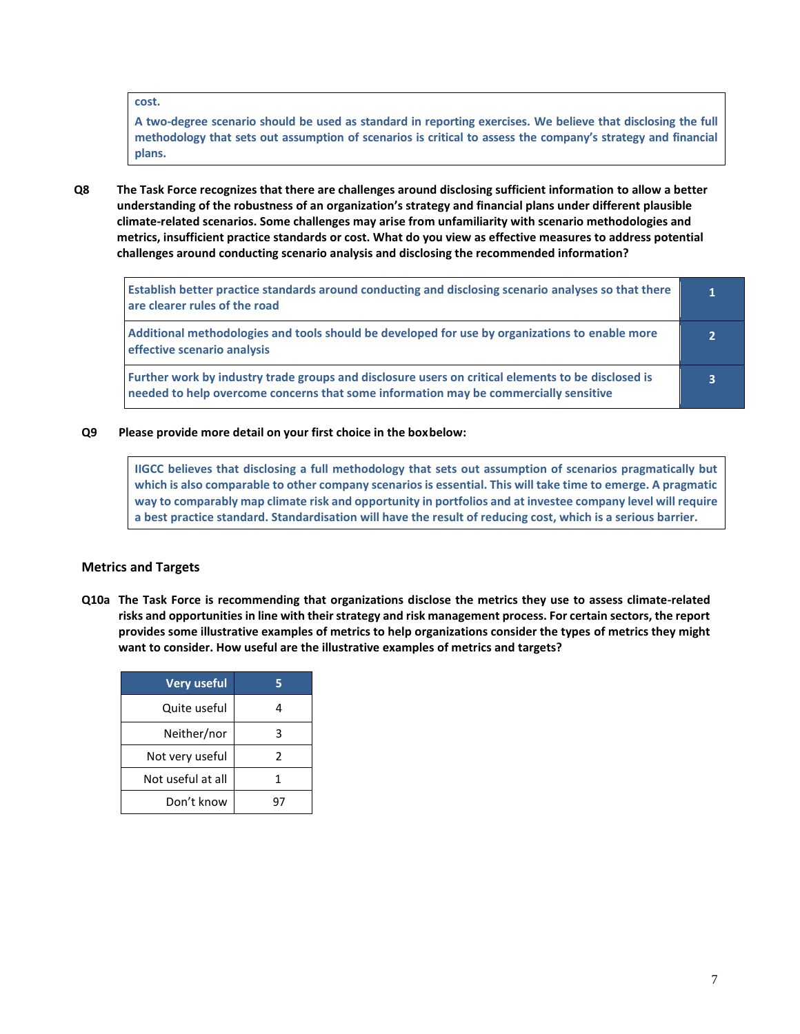cost.

A two-degree scenario should be used as standard in reporting exercises. We believe that disclosing the full methodology that sets out assumption of scenarios is critical to assess the company's strategy and financial plans.

**Q8 The Task Force recognizes that there are challenges around disclosing sufficient information to allow a better understanding of the robustness of an organization's strategy and financial plans under different plausible climate-related scenarios. Some challenges may arise from unfamiliarity with scenario methodologies and metrics, insufficient practice standards or cost. What do you view as effective measures to address potential challenges around conducting scenario analysis and disclosing the recommended information?**

| | |
|---|---|
| Establish better practice standards around conducting and disclosing scenario analyses so that there are clearer rules of the road | 1 |
| Additional methodologies and tools should be developed for use by organizations to enable more effective scenario analysis | 2 |
| Further work by industry trade groups and disclosure users on critical elements to be disclosed is needed to help overcome concerns that some information may be commercially sensitive | 3 |

**Q9 Please provide more detail on your first choice in the box below:**

IIGCC believes that disclosing a full methodology that sets out assumption of scenarios pragmatically but which is also comparable to other company scenarios is essential. This will take time to emerge. A pragmatic way to comparably map climate risk and opportunity in portfolios and at investee company level will require a best practice standard. Standardisation will have the result of reducing cost, which is a serious barrier.

## Metrics and Targets

**Q10a The Task Force is recommending that organizations disclose the metrics they use to assess climate-related risks and opportunities in line with their strategy and risk management process. For certain sectors, the report provides some illustrative examples of metrics to help organizations consider the types of metrics they might want to consider. How useful are the illustrative examples of metrics and targets?**

| | |
|---|---|
| **Very useful** | **5** |
| Quite useful | 4 |
| Neither/nor | 3 |
| Not very useful | 2 |
| Not useful at all | 1 |
| Don't know | 97 |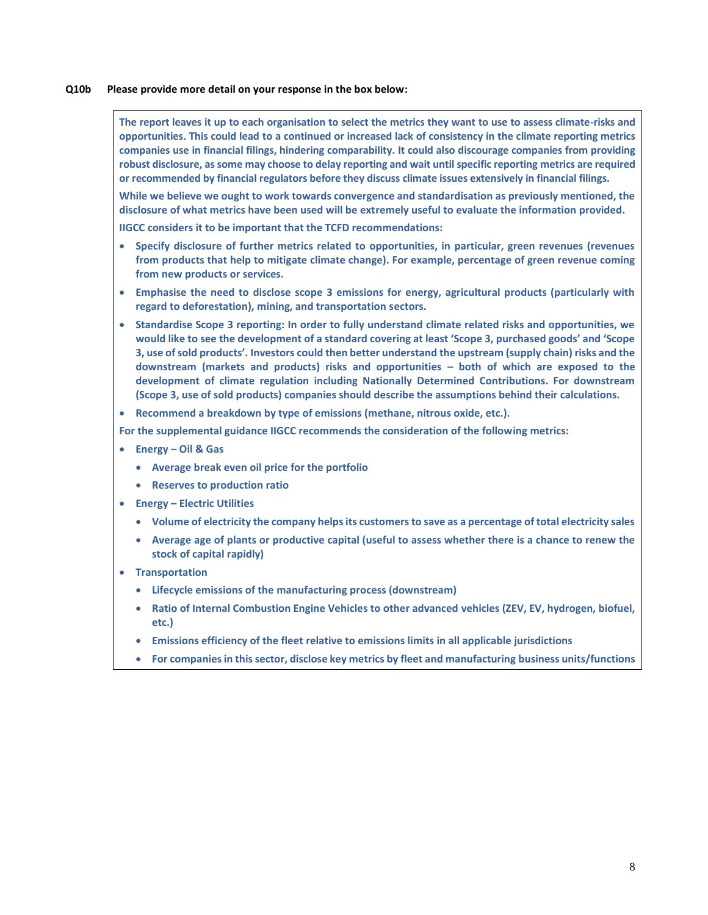**Q10b Please provide more detail on your response in the box below:**

**The report leaves it up to each organisation to select the metrics they want to use to assess climate-risks and opportunities. This could lead to a continued or increased lack of consistency in the climate reporting metrics companies use in financial filings, hindering comparability. It could also discourage companies from providing robust disclosure, as some may choose to delay reporting and wait until specific reporting metrics are required or recommended by financial regulators before they discuss climate issues extensively in financial filings.**

**While we believe we ought to work towards convergence and standardisation as previously mentioned, the disclosure of what metrics have been used will be extremely useful to evaluate the information provided.**

**IIGCC considers it to be important that the TCFD recommendations:**

- **Specify disclosure of further metrics related to opportunities, in particular, green revenues (revenues from products that help to mitigate climate change). For example, percentage of green revenue coming from new products or services.**
- **Emphasise the need to disclose scope 3 emissions for energy, agricultural products (particularly with regard to deforestation), mining, and transportation sectors.**
- **Standardise Scope 3 reporting: In order to fully understand climate related risks and opportunities, we would like to see the development of a standard covering at least 'Scope 3, purchased goods' and 'Scope 3, use of sold products'. Investors could then better understand the upstream (supply chain) risks and the downstream (markets and products) risks and opportunities – both of which are exposed to the development of climate regulation including Nationally Determined Contributions. For downstream (Scope 3, use of sold products) companies should describe the assumptions behind their calculations.**
- **Recommend a breakdown by type of emissions (methane, nitrous oxide, etc.).**

**For the supplemental guidance IIGCC recommends the consideration of the following metrics:**

- **Energy – Oil & Gas**
  - **Average break even oil price for the portfolio**
  - **Reserves to production ratio**
- **Energy – Electric Utilities**
  - **Volume of electricity the company helps its customers to save as a percentage of total electricity sales**
  - **Average age of plants or productive capital (useful to assess whether there is a chance to renew the stock of capital rapidly)**
- **Transportation**
  - **Lifecycle emissions of the manufacturing process (downstream)**
  - **Ratio of Internal Combustion Engine Vehicles to other advanced vehicles (ZEV, EV, hydrogen, biofuel, etc.)**
  - **Emissions efficiency of the fleet relative to emissions limits in all applicable jurisdictions**
  - **For companies in this sector, disclose key metrics by fleet and manufacturing business units/functions**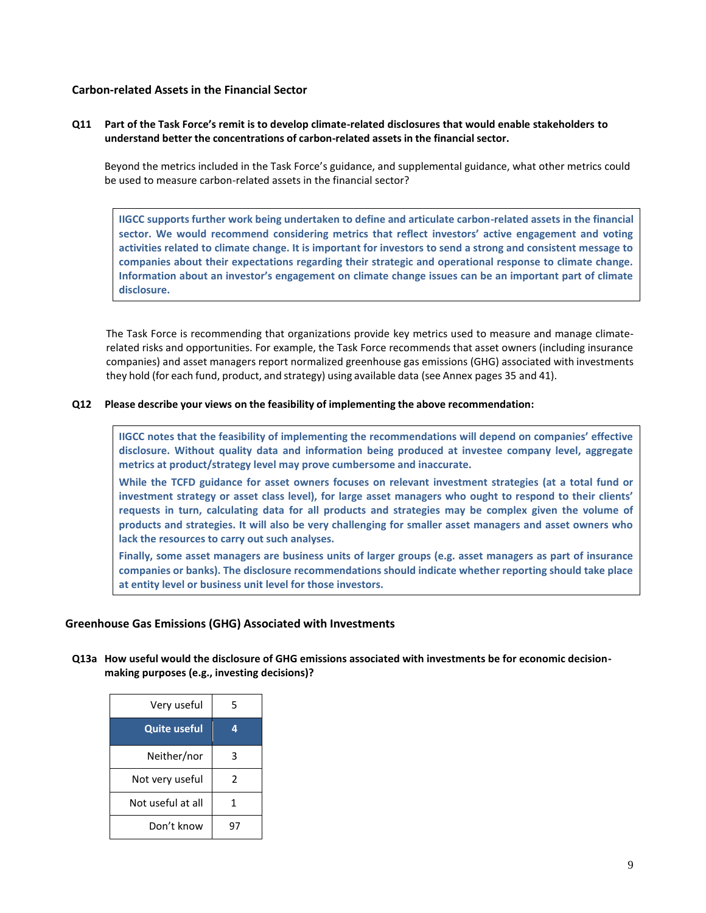### Carbon-related Assets in the Financial Sector

**Q11 Part of the Task Force's remit is to develop climate-related disclosures that would enable stakeholders to understand better the concentrations of carbon-related assets in the financial sector.**

Beyond the metrics included in the Task Force's guidance, and supplemental guidance, what other metrics could be used to measure carbon-related assets in the financial sector?

> **IIGCC supports further work being undertaken to define and articulate carbon-related assets in the financial sector. We would recommend considering metrics that reflect investors' active engagement and voting activities related to climate change. It is important for investors to send a strong and consistent message to companies about their expectations regarding their strategic and operational response to climate change. Information about an investor's engagement on climate change issues can be an important part of climate disclosure.**

The Task Force is recommending that organizations provide key metrics used to measure and manage climate-related risks and opportunities. For example, the Task Force recommends that asset owners (including insurance companies) and asset managers report normalized greenhouse gas emissions (GHG) associated with investments they hold (for each fund, product, and strategy) using available data (see Annex pages 35 and 41).

**Q12 Please describe your views on the feasibility of implementing the above recommendation:**

> **IIGCC notes that the feasibility of implementing the recommendations will depend on companies' effective disclosure. Without quality data and information being produced at investee company level, aggregate metrics at product/strategy level may prove cumbersome and inaccurate.**
>
> **While the TCFD guidance for asset owners focuses on relevant investment strategies (at a total fund or investment strategy or asset class level), for large asset managers who ought to respond to their clients' requests in turn, calculating data for all products and strategies may be complex given the volume of products and strategies. It will also be very challenging for smaller asset managers and asset owners who lack the resources to carry out such analyses.**
>
> **Finally, some asset managers are business units of larger groups (e.g. asset managers as part of insurance companies or banks). The disclosure recommendations should indicate whether reporting should take place at entity level or business unit level for those investors.**

### Greenhouse Gas Emissions (GHG) Associated with Investments

**Q13a How useful would the disclosure of GHG emissions associated with investments be for economic decision-making purposes (e.g., investing decisions)?**

| Response | Score |
|---|---|
| Very useful | 5 |
| **Quite useful** | **4** |
| Neither/nor | 3 |
| Not very useful | 2 |
| Not useful at all | 1 |
| Don't know | 97 |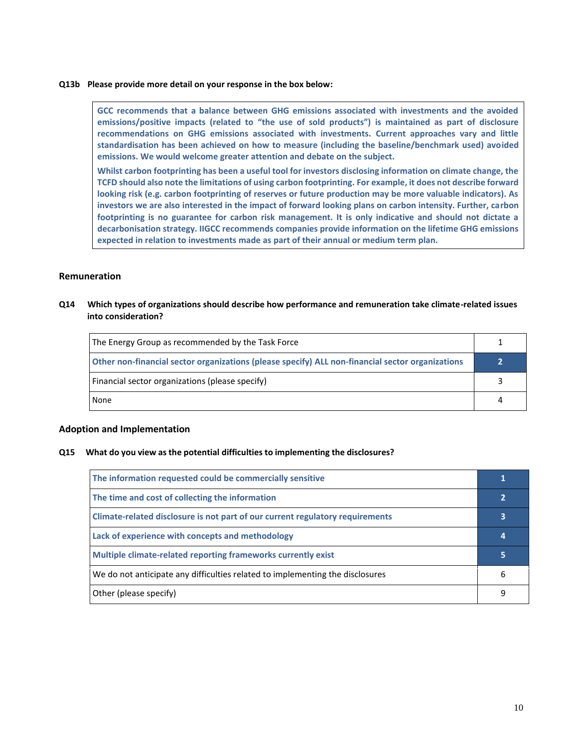**Q13b Please provide more detail on your response in the box below:**

> **GCC recommends that a balance between GHG emissions associated with investments and the avoided emissions/positive impacts (related to "the use of sold products") is maintained as part of disclosure recommendations on GHG emissions associated with investments. Current approaches vary and little standardisation has been achieved on how to measure (including the baseline/benchmark used) avoided emissions. We would welcome greater attention and debate on the subject.**
>
> **Whilst carbon footprinting has been a useful tool for investors disclosing information on climate change, the TCFD should also note the limitations of using carbon footprinting. For example, it does not describe forward looking risk (e.g. carbon footprinting of reserves or future production may be more valuable indicators). As investors we are also interested in the impact of forward looking plans on carbon intensity. Further, carbon footprinting is no guarantee for carbon risk management. It is only indicative and should not dictate a decarbonisation strategy. IIGCC recommends companies provide information on the lifetime GHG emissions expected in relation to investments made as part of their annual or medium term plan.**

## Remuneration

**Q14 Which types of organizations should describe how performance and remuneration take climate-related issues into consideration?**

| | |
|---|---|
| The Energy Group as recommended by the Task Force | 1 |
| **Other non-financial sector organizations (please specify) ALL non-financial sector organizations** | **2** |
| Financial sector organizations (please specify) | 3 |
| None | 4 |

## Adoption and Implementation

**Q15 What do you view as the potential difficulties to implementing the disclosures?**

| | |
|---|---|
| **The information requested could be commercially sensitive** | **1** |
| **The time and cost of collecting the information** | **2** |
| **Climate-related disclosure is not part of our current regulatory requirements** | **3** |
| **Lack of experience with concepts and methodology** | **4** |
| **Multiple climate-related reporting frameworks currently exist** | **5** |
| We do not anticipate any difficulties related to implementing the disclosures | 6 |
| Other (please specify) | 9 |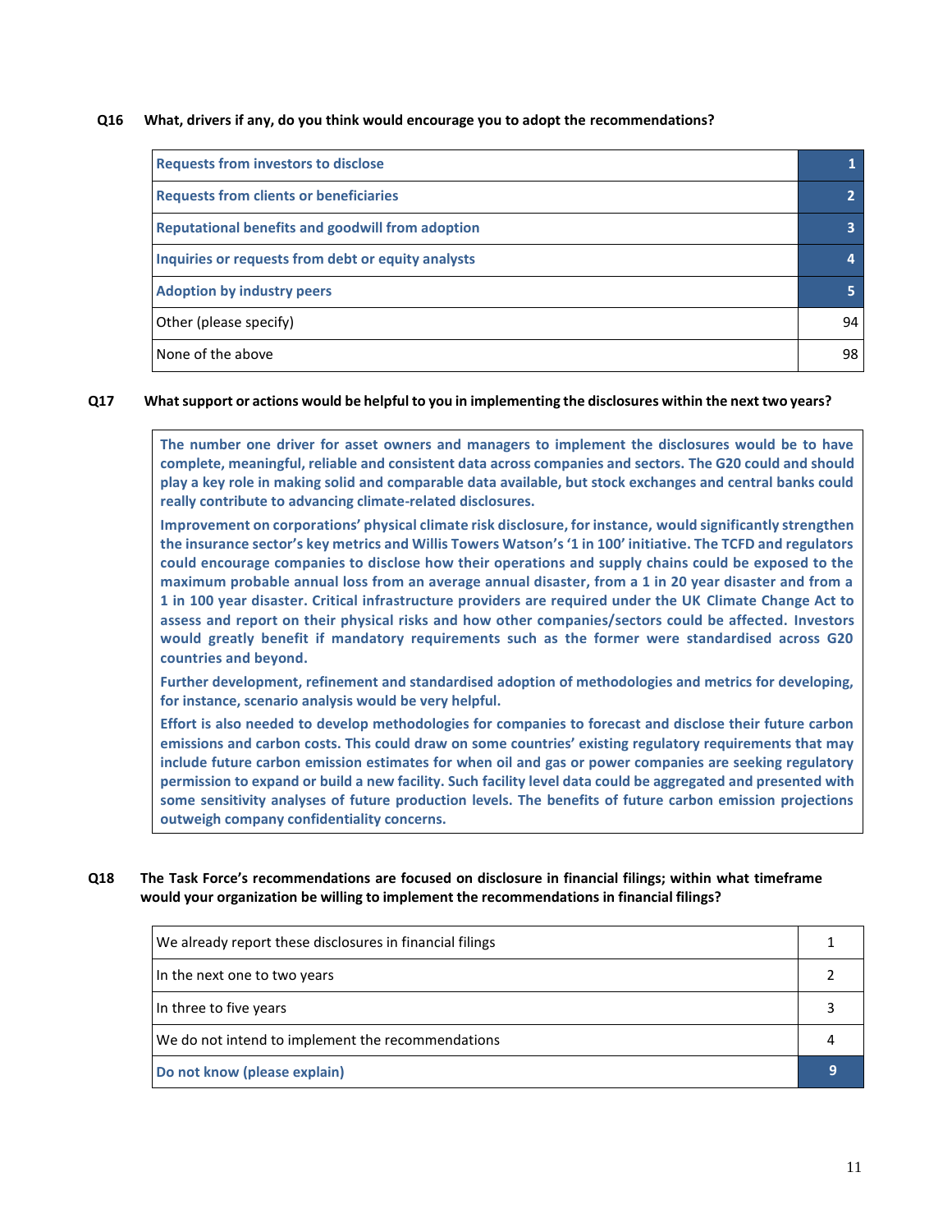**Q16 What, drivers if any, do you think would encourage you to adopt the recommendations?**

| | |
|---|---|
| **Requests from investors to disclose** | **1** |
| **Requests from clients or beneficiaries** | **2** |
| **Reputational benefits and goodwill from adoption** | **3** |
| **Inquiries or requests from debt or equity analysts** | **4** |
| **Adoption by industry peers** | **5** |
| Other (please specify) | 94 |
| None of the above | 98 |

**Q17 What support or actions would be helpful to you in implementing the disclosures within the next two years?**

**The number one driver for asset owners and managers to implement the disclosures would be to have complete, meaningful, reliable and consistent data across companies and sectors. The G20 could and should play a key role in making solid and comparable data available, but stock exchanges and central banks could really contribute to advancing climate-related disclosures.**

**Improvement on corporations' physical climate risk disclosure, for instance, would significantly strengthen the insurance sector's key metrics and Willis Towers Watson's '1 in 100' initiative. The TCFD and regulators could encourage companies to disclose how their operations and supply chains could be exposed to the maximum probable annual loss from an average annual disaster, from a 1 in 20 year disaster and from a 1 in 100 year disaster. Critical infrastructure providers are required under the UK Climate Change Act to assess and report on their physical risks and how other companies/sectors could be affected. Investors would greatly benefit if mandatory requirements such as the former were standardised across G20 countries and beyond.**

**Further development, refinement and standardised adoption of methodologies and metrics for developing, for instance, scenario analysis would be very helpful.**

**Effort is also needed to develop methodologies for companies to forecast and disclose their future carbon emissions and carbon costs. This could draw on some countries' existing regulatory requirements that may include future carbon emission estimates for when oil and gas or power companies are seeking regulatory permission to expand or build a new facility. Such facility level data could be aggregated and presented with some sensitivity analyses of future production levels. The benefits of future carbon emission projections outweigh company confidentiality concerns.**

**Q18 The Task Force's recommendations are focused on disclosure in financial filings; within what timeframe would your organization be willing to implement the recommendations in financial filings?**

| | |
|---|---|
| We already report these disclosures in financial filings | 1 |
| In the next one to two years | 2 |
| In three to five years | 3 |
| We do not intend to implement the recommendations | 4 |
| **Do not know (please explain)** | **9** |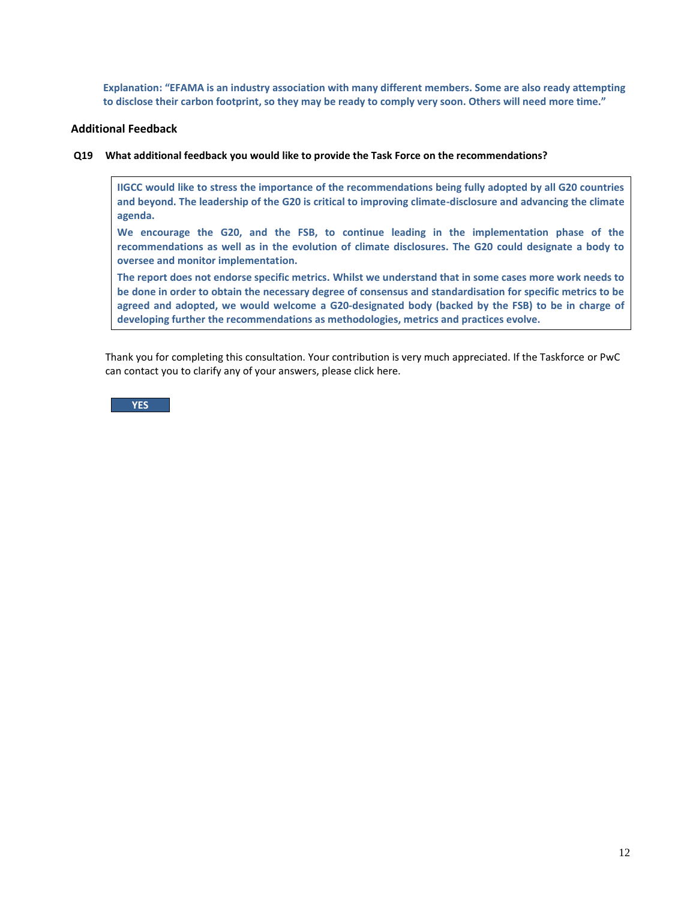**Explanation: "EFAMA is an industry association with many different members. Some are also ready attempting to disclose their carbon footprint, so they may be ready to comply very soon. Others will need more time."**

## Additional Feedback

**Q19 What additional feedback you would like to provide the Task Force on the recommendations?**

**IIGCC would like to stress the importance of the recommendations being fully adopted by all G20 countries and beyond. The leadership of the G20 is critical to improving climate-disclosure and advancing the climate agenda.**

**We encourage the G20, and the FSB, to continue leading in the implementation phase of the recommendations as well as in the evolution of climate disclosures. The G20 could designate a body to oversee and monitor implementation.**

**The report does not endorse specific metrics. Whilst we understand that in some cases more work needs to be done in order to obtain the necessary degree of consensus and standardisation for specific metrics to be agreed and adopted, we would welcome a G20-designated body (backed by the FSB) to be in charge of developing further the recommendations as methodologies, metrics and practices evolve.**

Thank you for completing this consultation. Your contribution is very much appreciated. If the Taskforce or PwC can contact you to clarify any of your answers, please click here.

**YES**